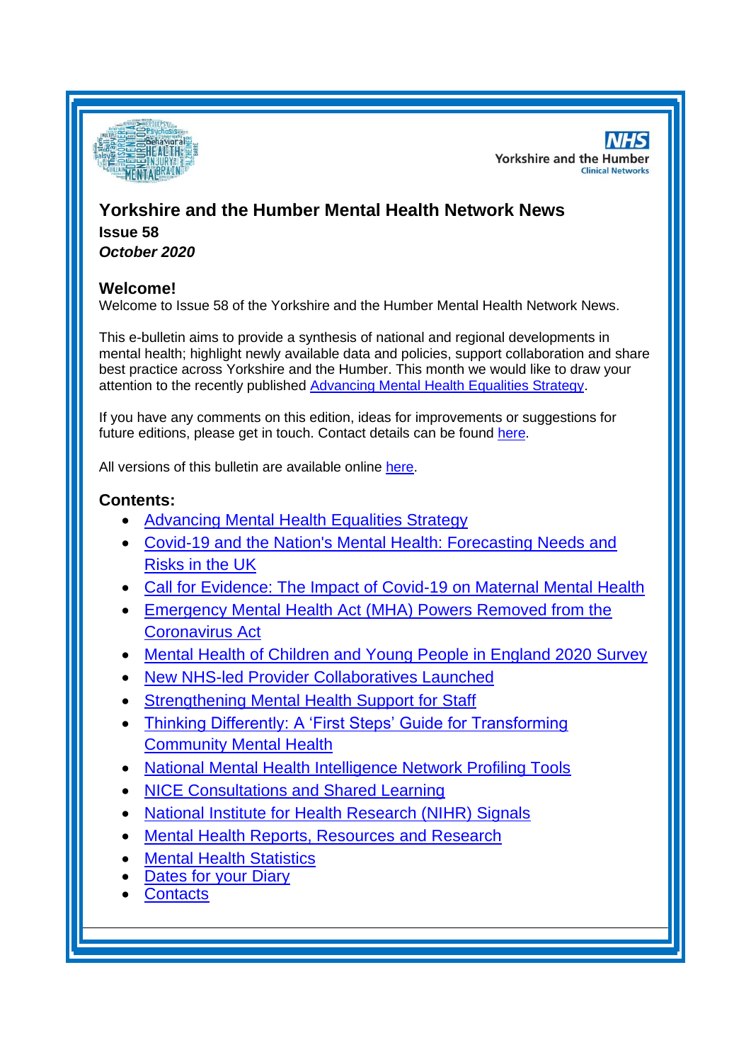# Yorkshire and the Humber Mental Health Network News

**Issue 58**

***October 2020***

## Welcome!

Welcome to Issue 58 of the Yorkshire and the Humber Mental Health Network News.

This e-bulletin aims to provide a synthesis of national and regional developments in mental health; highlight newly available data and policies, support collaboration and share best practice across Yorkshire and the Humber. This month we would like to draw your attention to the recently published Advancing Mental Health Equalities Strategy.

If you have any comments on this edition, ideas for improvements or suggestions for future editions, please get in touch. Contact details can be found here.

All versions of this bulletin are available online here.

## Contents:

- Advancing Mental Health Equalities Strategy
- Covid-19 and the Nation's Mental Health: Forecasting Needs and Risks in the UK
- Call for Evidence: The Impact of Covid-19 on Maternal Mental Health
- Emergency Mental Health Act (MHA) Powers Removed from the Coronavirus Act
- Mental Health of Children and Young People in England 2020 Survey
- New NHS-led Provider Collaboratives Launched
- Strengthening Mental Health Support for Staff
- Thinking Differently: A 'First Steps' Guide for Transforming Community Mental Health
- National Mental Health Intelligence Network Profiling Tools
- NICE Consultations and Shared Learning
- National Institute for Health Research (NIHR) Signals
- Mental Health Reports, Resources and Research
- Mental Health Statistics
- Dates for your Diary
- Contacts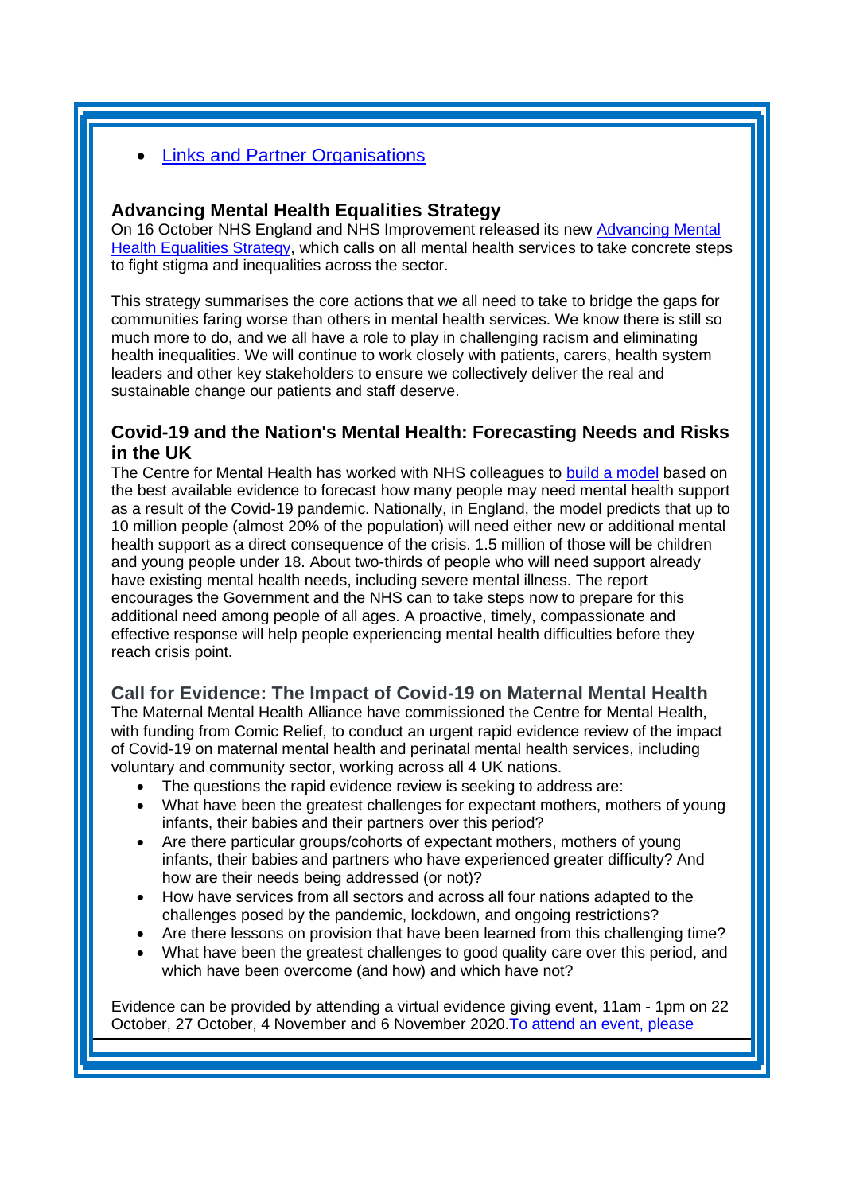- [Links and Partner Organisations]

### Advancing Mental Health Equalities Strategy

On 16 October NHS England and NHS Improvement released its new [Advancing Mental Health Equalities Strategy], which calls on all mental health services to take concrete steps to fight stigma and inequalities across the sector.

This strategy summarises the core actions that we all need to take to bridge the gaps for communities faring worse than others in mental health services. We know there is still so much more to do, and we all have a role to play in challenging racism and eliminating health inequalities. We will continue to work closely with patients, carers, health system leaders and other key stakeholders to ensure we collectively deliver the real and sustainable change our patients and staff deserve.

### Covid-19 and the Nation's Mental Health: Forecasting Needs and Risks in the UK

The Centre for Mental Health has worked with NHS colleagues to [build a model] based on the best available evidence to forecast how many people may need mental health support as a result of the Covid-19 pandemic. Nationally, in England, the model predicts that up to 10 million people (almost 20% of the population) will need either new or additional mental health support as a direct consequence of the crisis. 1.5 million of those will be children and young people under 18. About two-thirds of people who will need support already have existing mental health needs, including severe mental illness. The report encourages the Government and the NHS can to take steps now to prepare for this additional need among people of all ages. A proactive, timely, compassionate and effective response will help people experiencing mental health difficulties before they reach crisis point.

### Call for Evidence: The Impact of Covid-19 on Maternal Mental Health

The Maternal Mental Health Alliance have commissioned the Centre for Mental Health, with funding from Comic Relief, to conduct an urgent rapid evidence review of the impact of Covid-19 on maternal mental health and perinatal mental health services, including voluntary and community sector, working across all 4 UK nations.

- The questions the rapid evidence review is seeking to address are:
- What have been the greatest challenges for expectant mothers, mothers of young infants, their babies and their partners over this period?
- Are there particular groups/cohorts of expectant mothers, mothers of young infants, their babies and partners who have experienced greater difficulty? And how are their needs being addressed (or not)?
- How have services from all sectors and across all four nations adapted to the challenges posed by the pandemic, lockdown, and ongoing restrictions?
- Are there lessons on provision that have been learned from this challenging time?
- What have been the greatest challenges to good quality care over this period, and which have been overcome (and how) and which have not?

Evidence can be provided by attending a virtual evidence giving event, 11am - 1pm on 22 October, 27 October, 4 November and 6 November 2020.[To attend an event, please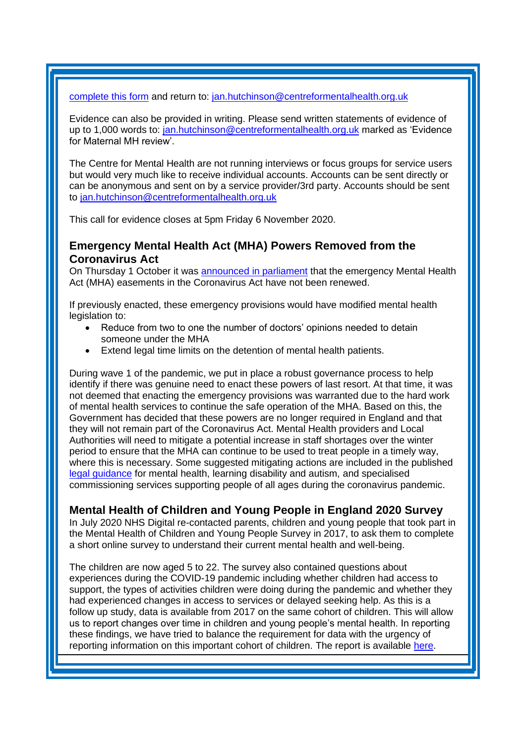complete this form and return to: jan.hutchinson@centreformentalhealth.org.uk

Evidence can also be provided in writing. Please send written statements of evidence of up to 1,000 words to: jan.hutchinson@centreformentalhealth.org.uk marked as 'Evidence for Maternal MH review'.

The Centre for Mental Health are not running interviews or focus groups for service users but would very much like to receive individual accounts. Accounts can be sent directly or can be anonymous and sent on by a service provider/3rd party. Accounts should be sent to jan.hutchinson@centreformentalhealth.org.uk

This call for evidence closes at 5pm Friday 6 November 2020.

### Emergency Mental Health Act (MHA) Powers Removed from the Coronavirus Act

On Thursday 1 October it was announced in parliament that the emergency Mental Health Act (MHA) easements in the Coronavirus Act have not been renewed.

If previously enacted, these emergency provisions would have modified mental health legislation to:

- Reduce from two to one the number of doctors' opinions needed to detain someone under the MHA
- Extend legal time limits on the detention of mental health patients.

During wave 1 of the pandemic, we put in place a robust governance process to help identify if there was genuine need to enact these powers of last resort. At that time, it was not deemed that enacting the emergency provisions was warranted due to the hard work of mental health services to continue the safe operation of the MHA. Based on this, the Government has decided that these powers are no longer required in England and that they will not remain part of the Coronavirus Act. Mental Health providers and Local Authorities will need to mitigate a potential increase in staff shortages over the winter period to ensure that the MHA can continue to be used to treat people in a timely way, where this is necessary. Some suggested mitigating actions are included in the published legal guidance for mental health, learning disability and autism, and specialised commissioning services supporting people of all ages during the coronavirus pandemic.

### Mental Health of Children and Young People in England 2020 Survey

In July 2020 NHS Digital re-contacted parents, children and young people that took part in the Mental Health of Children and Young People Survey in 2017, to ask them to complete a short online survey to understand their current mental health and well-being.

The children are now aged 5 to 22. The survey also contained questions about experiences during the COVID-19 pandemic including whether children had access to support, the types of activities children were doing during the pandemic and whether they had experienced changes in access to services or delayed seeking help. As this is a follow up study, data is available from 2017 on the same cohort of children. This will allow us to report changes over time in children and young people's mental health. In reporting these findings, we have tried to balance the requirement for data with the urgency of reporting information on this important cohort of children. The report is available here.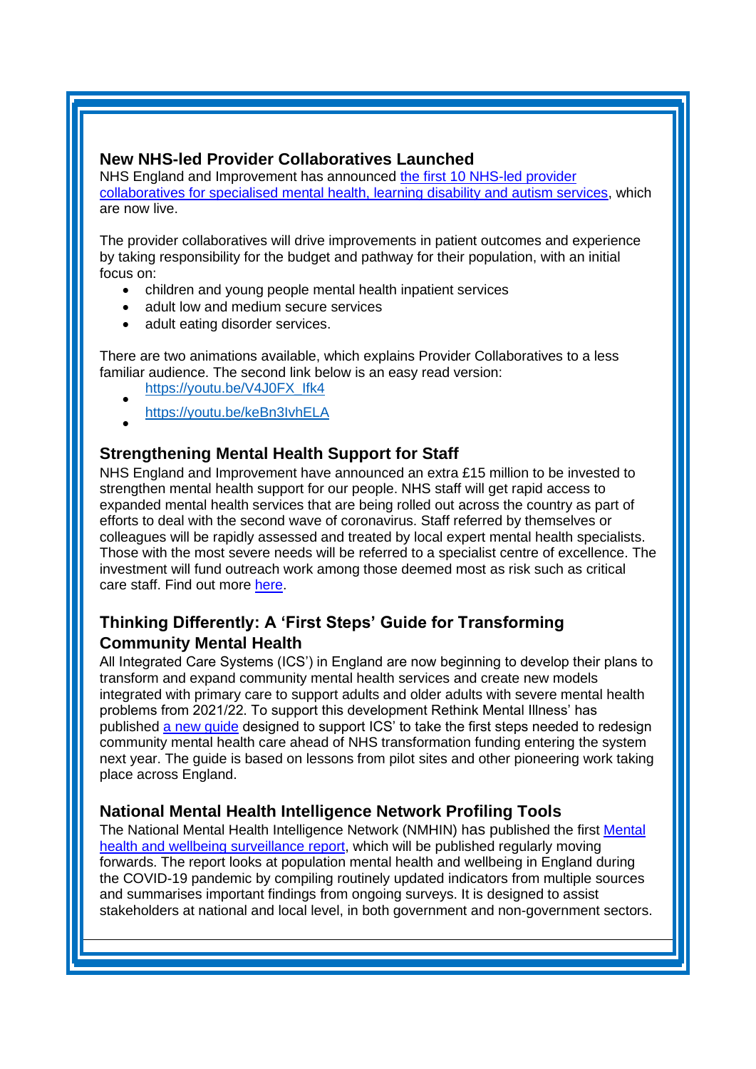### New NHS-led Provider Collaboratives Launched

NHS England and Improvement has announced the first 10 NHS-led provider collaboratives for specialised mental health, learning disability and autism services, which are now live.

The provider collaboratives will drive improvements in patient outcomes and experience by taking responsibility for the budget and pathway for their population, with an initial focus on:

- children and young people mental health inpatient services
- adult low and medium secure services
- adult eating disorder services.

There are two animations available, which explains Provider Collaboratives to a less familiar audience. The second link below is an easy read version:

- https://youtu.be/V4J0FX_Ifk4
- https://youtu.be/keBn3IvhELA

### Strengthening Mental Health Support for Staff

NHS England and Improvement have announced an extra £15 million to be invested to strengthen mental health support for our people. NHS staff will get rapid access to expanded mental health services that are being rolled out across the country as part of efforts to deal with the second wave of coronavirus. Staff referred by themselves or colleagues will be rapidly assessed and treated by local expert mental health specialists. Those with the most severe needs will be referred to a specialist centre of excellence. The investment will fund outreach work among those deemed most as risk such as critical care staff. Find out more here.

### Thinking Differently: A 'First Steps' Guide for Transforming Community Mental Health

All Integrated Care Systems (ICS') in England are now beginning to develop their plans to transform and expand community mental health services and create new models integrated with primary care to support adults and older adults with severe mental health problems from 2021/22. To support this development Rethink Mental Illness' has published a new guide designed to support ICS' to take the first steps needed to redesign community mental health care ahead of NHS transformation funding entering the system next year. The guide is based on lessons from pilot sites and other pioneering work taking place across England.

### National Mental Health Intelligence Network Profiling Tools

The National Mental Health Intelligence Network (NMHIN) has published the first Mental health and wellbeing surveillance report, which will be published regularly moving forwards. The report looks at population mental health and wellbeing in England during the COVID-19 pandemic by compiling routinely updated indicators from multiple sources and summarises important findings from ongoing surveys. It is designed to assist stakeholders at national and local level, in both government and non-government sectors.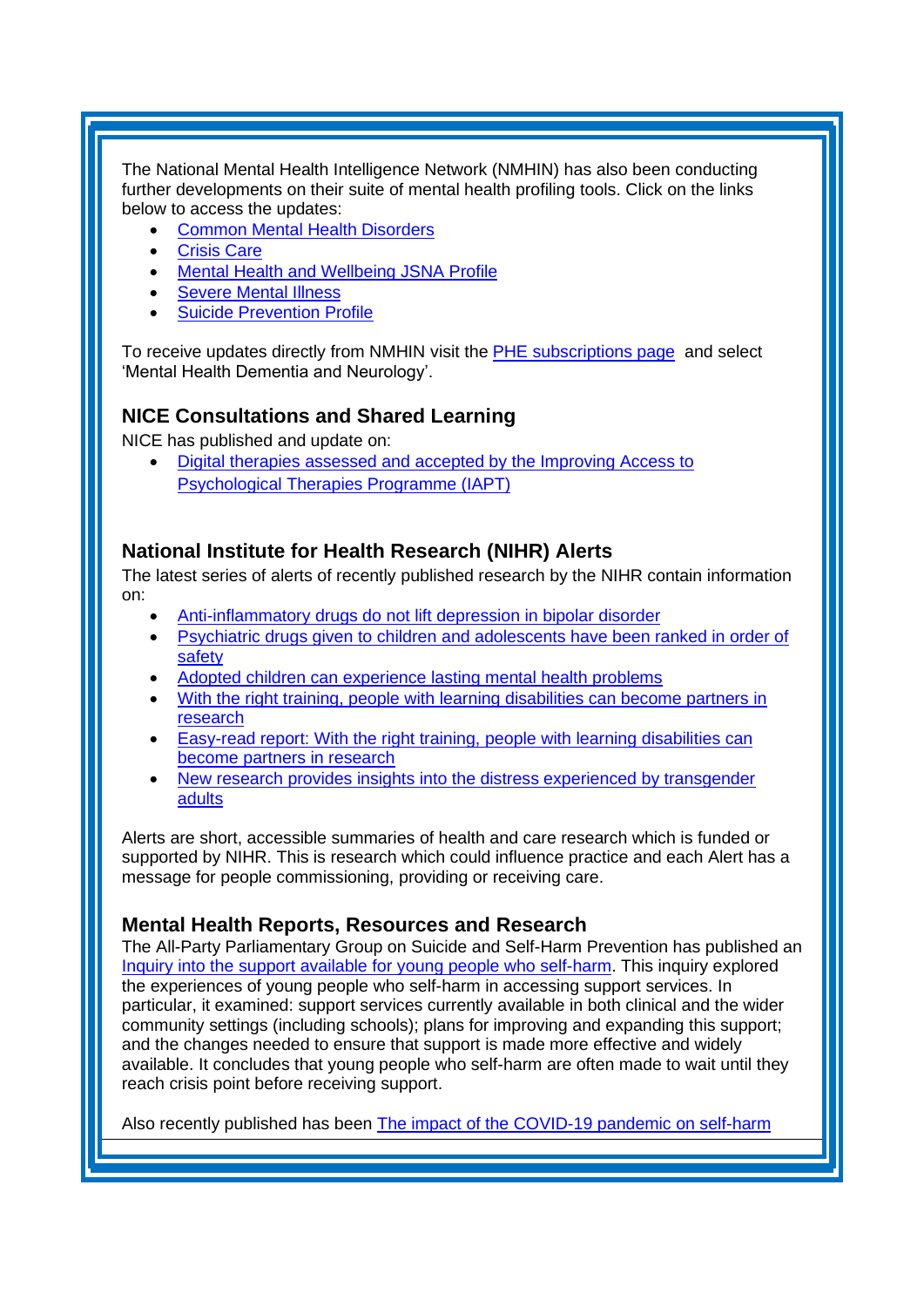The National Mental Health Intelligence Network (NMHIN) has also been conducting further developments on their suite of mental health profiling tools. Click on the links below to access the updates:

- Common Mental Health Disorders
- Crisis Care
- Mental Health and Wellbeing JSNA Profile
- Severe Mental Illness
- Suicide Prevention Profile

To receive updates directly from NMHIN visit the PHE subscriptions page and select 'Mental Health Dementia and Neurology'.

### NICE Consultations and Shared Learning

NICE has published and update on:

- Digital therapies assessed and accepted by the Improving Access to Psychological Therapies Programme (IAPT)

### National Institute for Health Research (NIHR) Alerts

The latest series of alerts of recently published research by the NIHR contain information on:

- Anti-inflammatory drugs do not lift depression in bipolar disorder
- Psychiatric drugs given to children and adolescents have been ranked in order of safety
- Adopted children can experience lasting mental health problems
- With the right training, people with learning disabilities can become partners in research
- Easy-read report: With the right training, people with learning disabilities can become partners in research
- New research provides insights into the distress experienced by transgender adults

Alerts are short, accessible summaries of health and care research which is funded or supported by NIHR. This is research which could influence practice and each Alert has a message for people commissioning, providing or receiving care.

### Mental Health Reports, Resources and Research

The All-Party Parliamentary Group on Suicide and Self-Harm Prevention has published an Inquiry into the support available for young people who self-harm. This inquiry explored the experiences of young people who self-harm in accessing support services. In particular, it examined: support services currently available in both clinical and the wider community settings (including schools); plans for improving and expanding this support; and the changes needed to ensure that support is made more effective and widely available. It concludes that young people who self-harm are often made to wait until they reach crisis point before receiving support.

Also recently published has been The impact of the COVID-19 pandemic on self-harm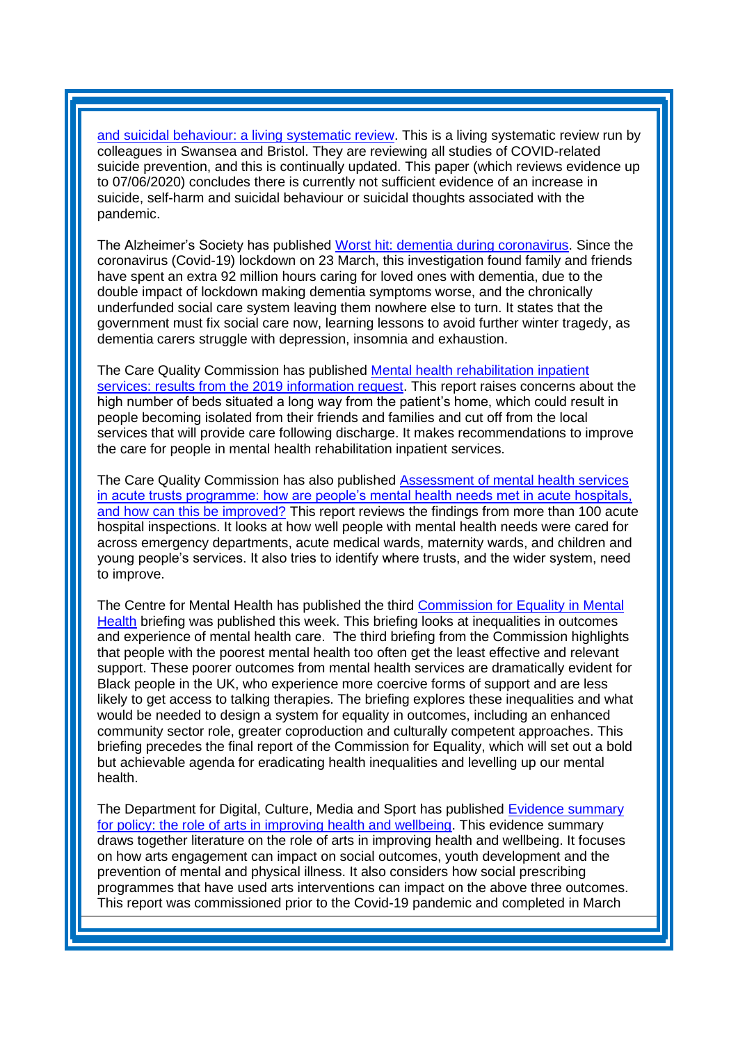[and suicidal behaviour: a living systematic review](). This is a living systematic review run by colleagues in Swansea and Bristol. They are reviewing all studies of COVID-related suicide prevention, and this is continually updated. This paper (which reviews evidence up to 07/06/2020) concludes there is currently not sufficient evidence of an increase in suicide, self-harm and suicidal behaviour or suicidal thoughts associated with the pandemic.

The Alzheimer's Society has published [Worst hit: dementia during coronavirus](). Since the coronavirus (Covid-19) lockdown on 23 March, this investigation found family and friends have spent an extra 92 million hours caring for loved ones with dementia, due to the double impact of lockdown making dementia symptoms worse, and the chronically underfunded social care system leaving them nowhere else to turn. It states that the government must fix social care now, learning lessons to avoid further winter tragedy, as dementia carers struggle with depression, insomnia and exhaustion.

The Care Quality Commission has published [Mental health rehabilitation inpatient services: results from the 2019 information request](). This report raises concerns about the high number of beds situated a long way from the patient's home, which could result in people becoming isolated from their friends and families and cut off from the local services that will provide care following discharge. It makes recommendations to improve the care for people in mental health rehabilitation inpatient services.

The Care Quality Commission has also published [Assessment of mental health services in acute trusts programme: how are people's mental health needs met in acute hospitals, and how can this be improved?]() This report reviews the findings from more than 100 acute hospital inspections. It looks at how well people with mental health needs were cared for across emergency departments, acute medical wards, maternity wards, and children and young people's services. It also tries to identify where trusts, and the wider system, need to improve.

The Centre for Mental Health has published the third [Commission for Equality in Mental Health]() briefing was published this week. This briefing looks at inequalities in outcomes and experience of mental health care. The third briefing from the Commission highlights that people with the poorest mental health too often get the least effective and relevant support. These poorer outcomes from mental health services are dramatically evident for Black people in the UK, who experience more coercive forms of support and are less likely to get access to talking therapies. The briefing explores these inequalities and what would be needed to design a system for equality in outcomes, including an enhanced community sector role, greater coproduction and culturally competent approaches. This briefing precedes the final report of the Commission for Equality, which will set out a bold but achievable agenda for eradicating health inequalities and levelling up our mental health.

The Department for Digital, Culture, Media and Sport has published [Evidence summary for policy: the role of arts in improving health and wellbeing](). This evidence summary draws together literature on the role of arts in improving health and wellbeing. It focuses on how arts engagement can impact on social outcomes, youth development and the prevention of mental and physical illness. It also considers how social prescribing programmes that have used arts interventions can impact on the above three outcomes. This report was commissioned prior to the Covid-19 pandemic and completed in March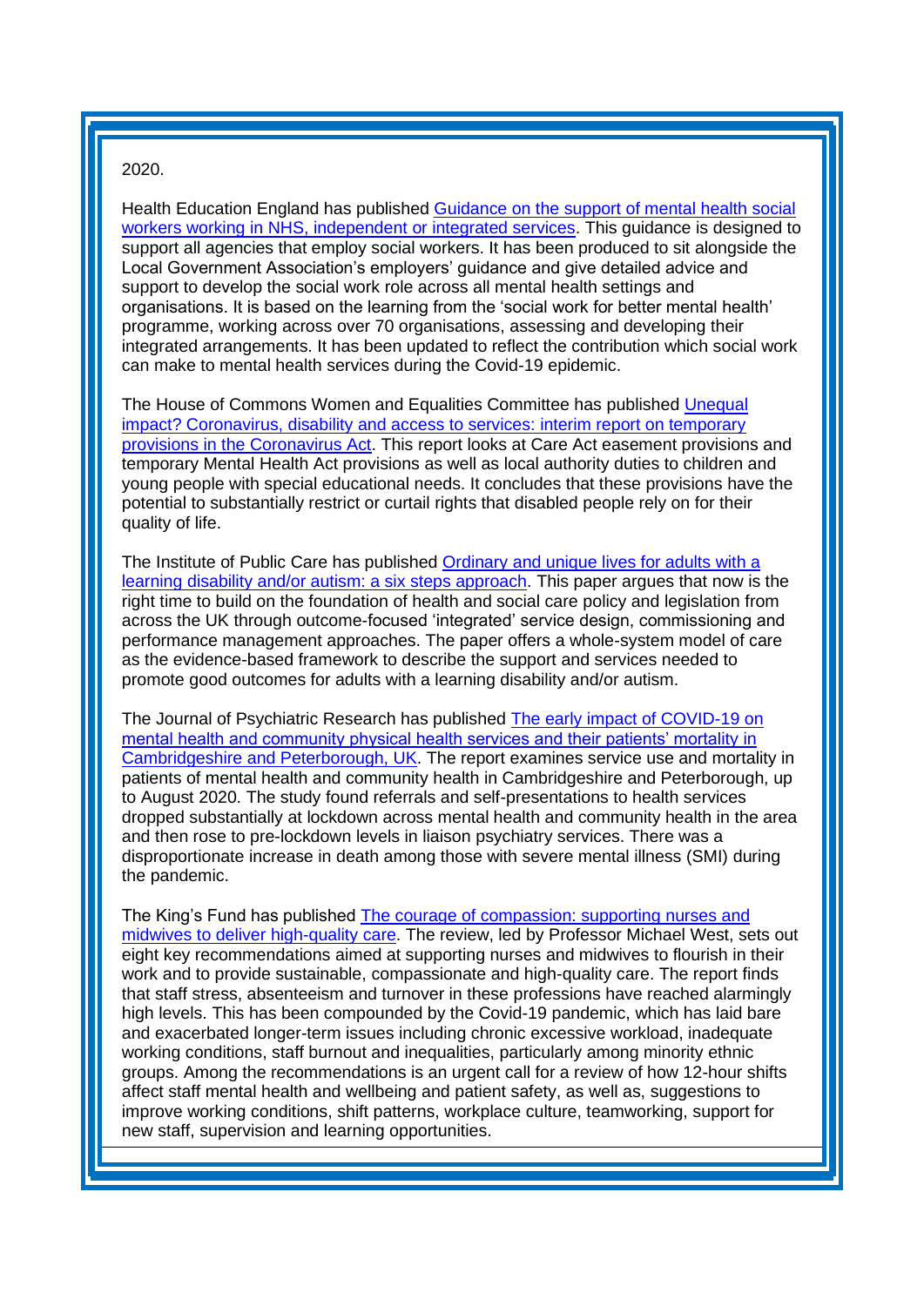2020.

Health Education England has published [Guidance on the support of mental health social workers working in NHS, independent or integrated services](). This guidance is designed to support all agencies that employ social workers. It has been produced to sit alongside the Local Government Association's employers' guidance and give detailed advice and support to develop the social work role across all mental health settings and organisations. It is based on the learning from the 'social work for better mental health' programme, working across over 70 organisations, assessing and developing their integrated arrangements. It has been updated to reflect the contribution which social work can make to mental health services during the Covid-19 epidemic.

The House of Commons Women and Equalities Committee has published [Unequal impact? Coronavirus, disability and access to services: interim report on temporary provisions in the Coronavirus Act](). This report looks at Care Act easement provisions and temporary Mental Health Act provisions as well as local authority duties to children and young people with special educational needs. It concludes that these provisions have the potential to substantially restrict or curtail rights that disabled people rely on for their quality of life.

The Institute of Public Care has published [Ordinary and unique lives for adults with a learning disability and/or autism: a six steps approach](). This paper argues that now is the right time to build on the foundation of health and social care policy and legislation from across the UK through outcome-focused 'integrated' service design, commissioning and performance management approaches. The paper offers a whole-system model of care as the evidence-based framework to describe the support and services needed to promote good outcomes for adults with a learning disability and/or autism.

The Journal of Psychiatric Research has published [The early impact of COVID-19 on mental health and community physical health services and their patients' mortality in Cambridgeshire and Peterborough, UK](). The report examines service use and mortality in patients of mental health and community health in Cambridgeshire and Peterborough, up to August 2020. The study found referrals and self-presentations to health services dropped substantially at lockdown across mental health and community health in the area and then rose to pre-lockdown levels in liaison psychiatry services. There was a disproportionate increase in death among those with severe mental illness (SMI) during the pandemic.

The King's Fund has published [The courage of compassion: supporting nurses and midwives to deliver high-quality care](). The review, led by Professor Michael West, sets out eight key recommendations aimed at supporting nurses and midwives to flourish in their work and to provide sustainable, compassionate and high-quality care. The report finds that staff stress, absenteeism and turnover in these professions have reached alarmingly high levels. This has been compounded by the Covid-19 pandemic, which has laid bare and exacerbated longer-term issues including chronic excessive workload, inadequate working conditions, staff burnout and inequalities, particularly among minority ethnic groups. Among the recommendations is an urgent call for a review of how 12-hour shifts affect staff mental health and wellbeing and patient safety, as well as, suggestions to improve working conditions, shift patterns, workplace culture, teamworking, support for new staff, supervision and learning opportunities.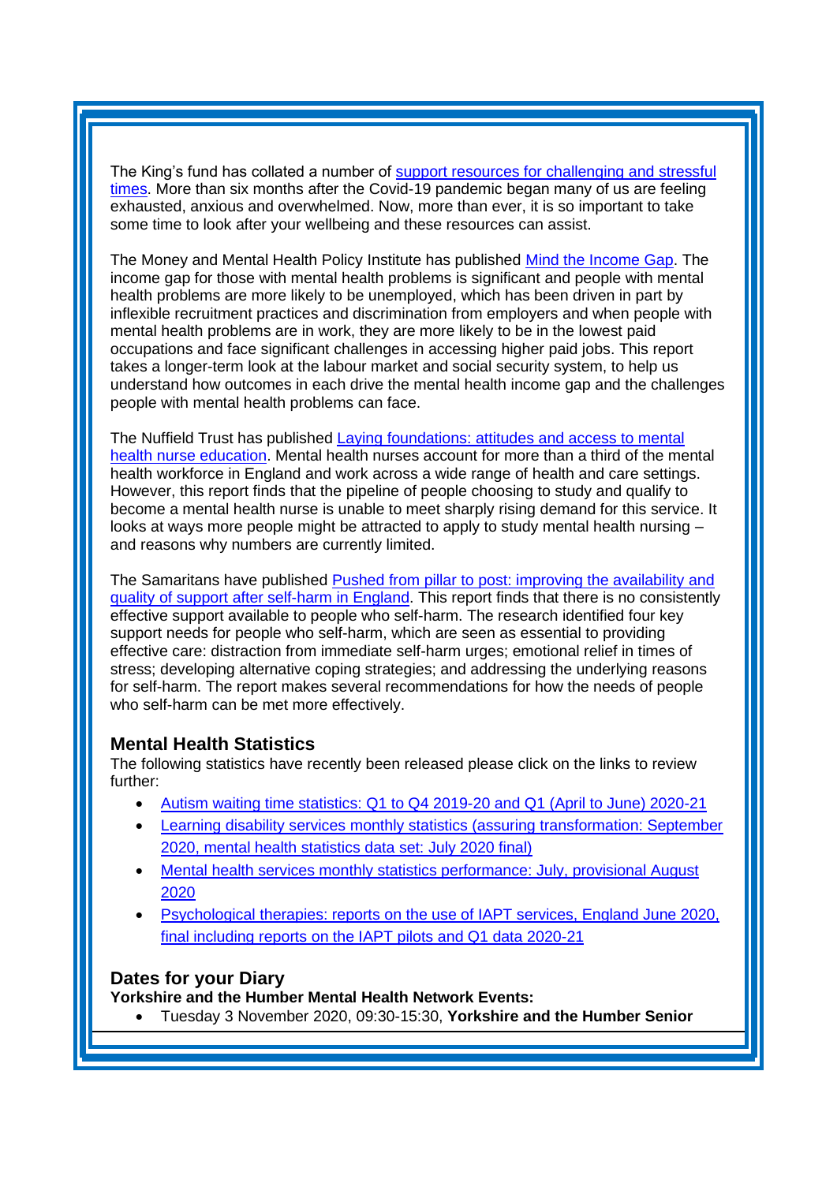The King's fund has collated a number of support resources for challenging and stressful times. More than six months after the Covid-19 pandemic began many of us are feeling exhausted, anxious and overwhelmed. Now, more than ever, it is so important to take some time to look after your wellbeing and these resources can assist.

The Money and Mental Health Policy Institute has published Mind the Income Gap. The income gap for those with mental health problems is significant and people with mental health problems are more likely to be unemployed, which has been driven in part by inflexible recruitment practices and discrimination from employers and when people with mental health problems are in work, they are more likely to be in the lowest paid occupations and face significant challenges in accessing higher paid jobs. This report takes a longer-term look at the labour market and social security system, to help us understand how outcomes in each drive the mental health income gap and the challenges people with mental health problems can face.

The Nuffield Trust has published Laying foundations: attitudes and access to mental health nurse education. Mental health nurses account for more than a third of the mental health workforce in England and work across a wide range of health and care settings. However, this report finds that the pipeline of people choosing to study and qualify to become a mental health nurse is unable to meet sharply rising demand for this service. It looks at ways more people might be attracted to apply to study mental health nursing – and reasons why numbers are currently limited.

The Samaritans have published Pushed from pillar to post: improving the availability and quality of support after self-harm in England. This report finds that there is no consistently effective support available to people who self-harm. The research identified four key support needs for people who self-harm, which are seen as essential to providing effective care: distraction from immediate self-harm urges; emotional relief in times of stress; developing alternative coping strategies; and addressing the underlying reasons for self-harm. The report makes several recommendations for how the needs of people who self-harm can be met more effectively.

## Mental Health Statistics

The following statistics have recently been released please click on the links to review further:

- Autism waiting time statistics: Q1 to Q4 2019-20 and Q1 (April to June) 2020-21
- Learning disability services monthly statistics (assuring transformation: September 2020, mental health statistics data set: July 2020 final)
- Mental health services monthly statistics performance: July, provisional August 2020
- Psychological therapies: reports on the use of IAPT services, England June 2020, final including reports on the IAPT pilots and Q1 data 2020-21

## Dates for your Diary

**Yorkshire and the Humber Mental Health Network Events:**

- Tuesday 3 November 2020, 09:30-15:30, **Yorkshire and the Humber Senior**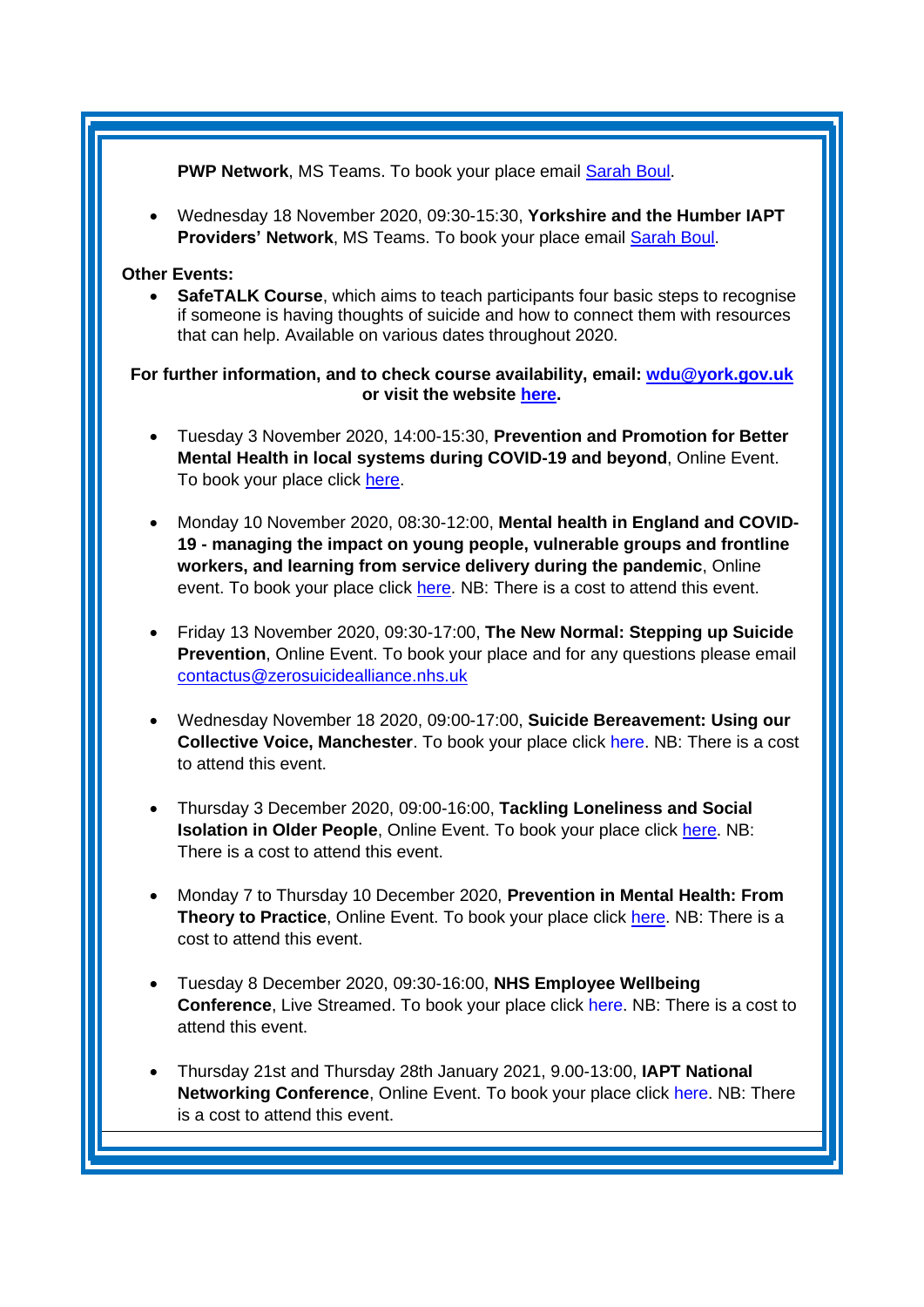**PWP Network**, MS Teams. To book your place email Sarah Boul.

- Wednesday 18 November 2020, 09:30-15:30, **Yorkshire and the Humber IAPT Providers' Network**, MS Teams. To book your place email Sarah Boul.

**Other Events:**

- **SafeTALK Course**, which aims to teach participants four basic steps to recognise if someone is having thoughts of suicide and how to connect them with resources that can help. Available on various dates throughout 2020.

**For further information, and to check course availability, email: wdu@york.gov.uk or visit the website here.**

- Tuesday 3 November 2020, 14:00-15:30, **Prevention and Promotion for Better Mental Health in local systems during COVID-19 and beyond**, Online Event. To book your place click here.

- Monday 10 November 2020, 08:30-12:00, **Mental health in England and COVID-19 - managing the impact on young people, vulnerable groups and frontline workers, and learning from service delivery during the pandemic**, Online event. To book your place click here. NB: There is a cost to attend this event.

- Friday 13 November 2020, 09:30-17:00, **The New Normal: Stepping up Suicide Prevention**, Online Event. To book your place and for any questions please email contactus@zerosuicidealliance.nhs.uk

- Wednesday November 18 2020, 09:00-17:00, **Suicide Bereavement: Using our Collective Voice, Manchester**. To book your place click here. NB: There is a cost to attend this event.

- Thursday 3 December 2020, 09:00-16:00, **Tackling Loneliness and Social Isolation in Older People**, Online Event. To book your place click here. NB: There is a cost to attend this event.

- Monday 7 to Thursday 10 December 2020, **Prevention in Mental Health: From Theory to Practice**, Online Event. To book your place click here. NB: There is a cost to attend this event.

- Tuesday 8 December 2020, 09:30-16:00, **NHS Employee Wellbeing Conference**, Live Streamed. To book your place click here. NB: There is a cost to attend this event.

- Thursday 21st and Thursday 28th January 2021, 9.00-13:00, **IAPT National Networking Conference**, Online Event. To book your place click here. NB: There is a cost to attend this event.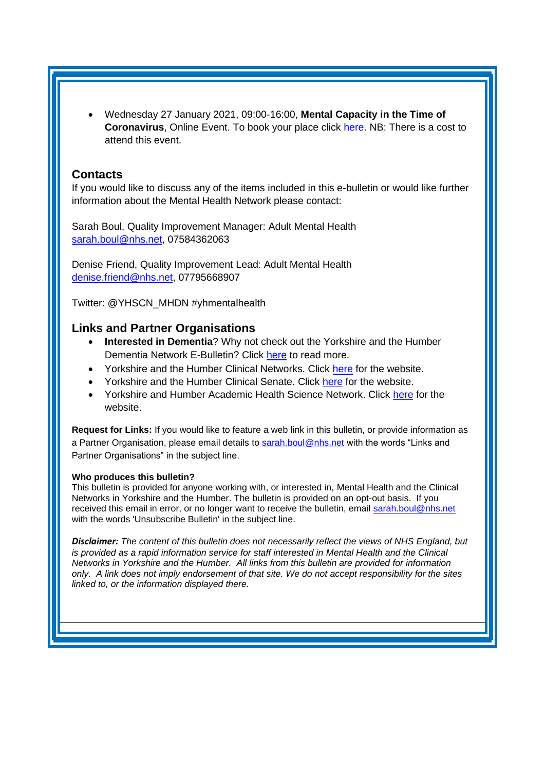- Wednesday 27 January 2021, 09:00-16:00, **Mental Capacity in the Time of Coronavirus**, Online Event. To book your place click here. NB: There is a cost to attend this event.

## Contacts

If you would like to discuss any of the items included in this e-bulletin or would like further information about the Mental Health Network please contact:

Sarah Boul, Quality Improvement Manager: Adult Mental Health
sarah.boul@nhs.net, 07584362063

Denise Friend, Quality Improvement Lead: Adult Mental Health
denise.friend@nhs.net, 07795668907

Twitter: @YHSCN_MHDN #yhmentalhealth

## Links and Partner Organisations

- **Interested in Dementia**? Why not check out the Yorkshire and the Humber Dementia Network E-Bulletin? Click here to read more.
- Yorkshire and the Humber Clinical Networks. Click here for the website.
- Yorkshire and the Humber Clinical Senate. Click here for the website.
- Yorkshire and Humber Academic Health Science Network. Click here for the website.

**Request for Links:** If you would like to feature a web link in this bulletin, or provide information as a Partner Organisation, please email details to sarah.boul@nhs.net with the words "Links and Partner Organisations" in the subject line.

**Who produces this bulletin?**
This bulletin is provided for anyone working with, or interested in, Mental Health and the Clinical Networks in Yorkshire and the Humber. The bulletin is provided on an opt-out basis. If you received this email in error, or no longer want to receive the bulletin, email sarah.boul@nhs.net with the words 'Unsubscribe Bulletin' in the subject line.

***Disclaimer:*** *The content of this bulletin does not necessarily reflect the views of NHS England, but is provided as a rapid information service for staff interested in Mental Health and the Clinical Networks in Yorkshire and the Humber. All links from this bulletin are provided for information only. A link does not imply endorsement of that site. We do not accept responsibility for the sites linked to, or the information displayed there.*